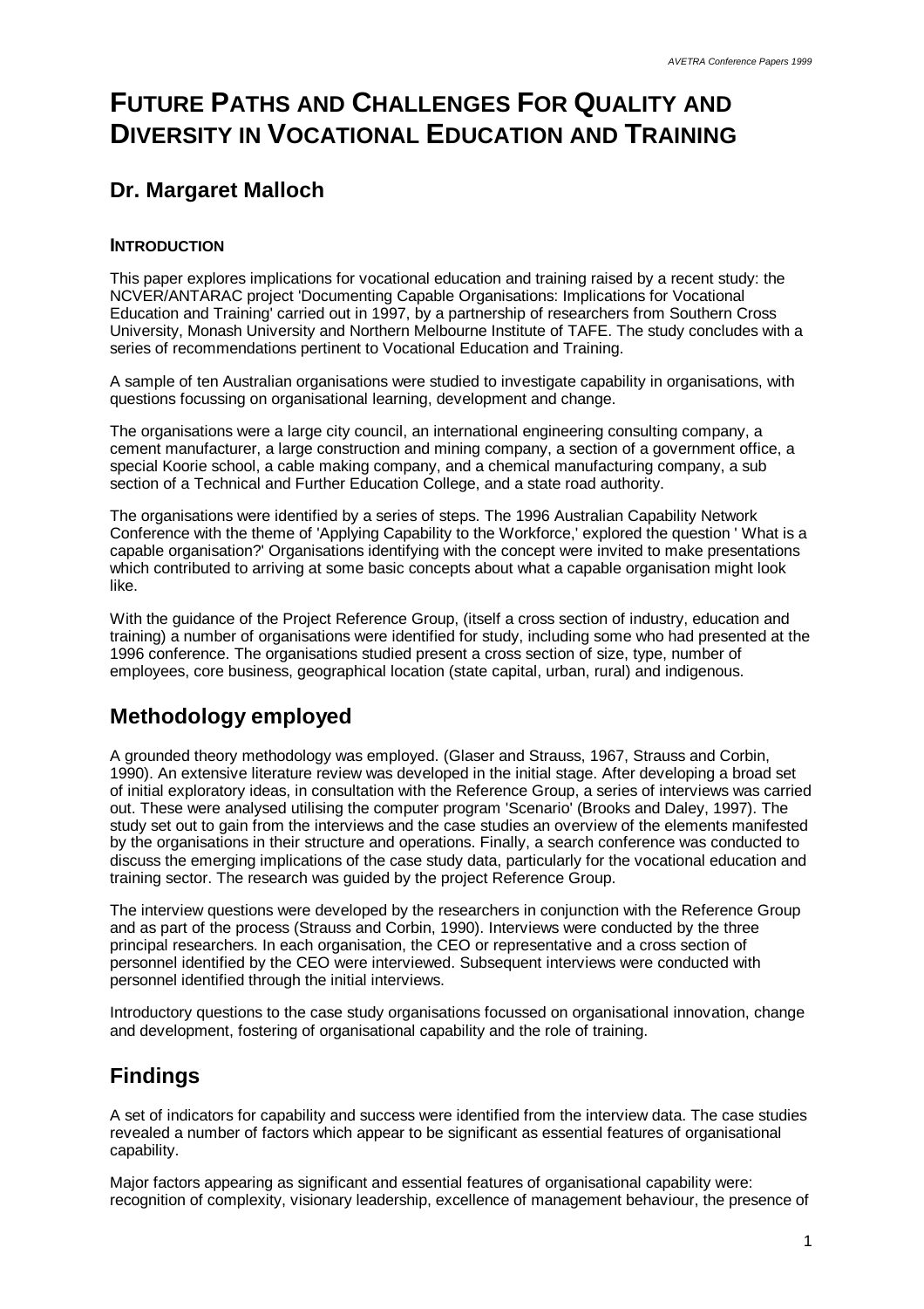# FUTURE PATHS AND CHALLENGES FOR QUALITY AND DIVERSITY IN VOCATIONAL EDUCATION AND TRAINING

## Dr. Margaret Malloch

### INTRODUCTION

This paper explores implications for vocational education and training raised by a recent study: the NCVER/ANTARAC project 'Documenting Capable Organisations: Implications for Vocational Education and Training' carried out in 1997, by a partnership of researchers from Southern Cross University, Monash University and Northern Melbourne Institute of TAFE. The study concludes with a series of recommendations pertinent to Vocational Education and Training.

A sample of ten Australian organisations were studied to investigate capability in organisations, with questions focussing on organisational learning, development and change.

The organisations were a large city council, an international engineering consulting company, a cement manufacturer, a large construction and mining company, a section of a government office, a special Koorie school, a cable making company, and a chemical manufacturing company, a sub section of a Technical and Further Education College, and a state road authority.

The organisations were identified by a series of steps. The 1996 Australian Capability Network Conference with the theme of 'Applying Capability to the Workforce,' explored the question ' What is a capable organisation?' Organisations identifying with the concept were invited to make presentations which contributed to arriving at some basic concepts about what a capable organisation might look like.

With the guidance of the Project Reference Group, (itself a cross section of industry, education and training) a number of organisations were identified for study, including some who had presented at the 1996 conference. The organisations studied present a cross section of size, type, number of employees, core business, geographical location (state capital, urban, rural) and indigenous.

## Methodology employed

A grounded theory methodology was employed. (Glaser and Strauss, 1967, Strauss and Corbin, 1990). An extensive literature review was developed in the initial stage. After developing a broad set of initial exploratory ideas, in consultation with the Reference Group, a series of interviews was carried out. These were analysed utilising the computer program 'Scenario' (Brooks and Daley, 1997). The study set out to gain from the interviews and the case studies an overview of the elements manifested by the organisations in their structure and operations. Finally, a search conference was conducted to discuss the emerging implications of the case study data, particularly for the vocational education and training sector. The research was guided by the project Reference Group.

The interview questions were developed by the researchers in conjunction with the Reference Group and as part of the process (Strauss and Corbin, 1990). Interviews were conducted by the three principal researchers. In each organisation, the CEO or representative and a cross section of personnel identified by the CEO were interviewed. Subsequent interviews were conducted with personnel identified through the initial interviews.

Introductory questions to the case study organisations focussed on organisational innovation, change and development, fostering of organisational capability and the role of training.

## Findings

A set of indicators for capability and success were identified from the interview data. The case studies revealed a number of factors which appear to be significant as essential features of organisational capability.

Major factors appearing as significant and essential features of organisational capability were: recognition of complexity, visionary leadership, excellence of management behaviour, the presence of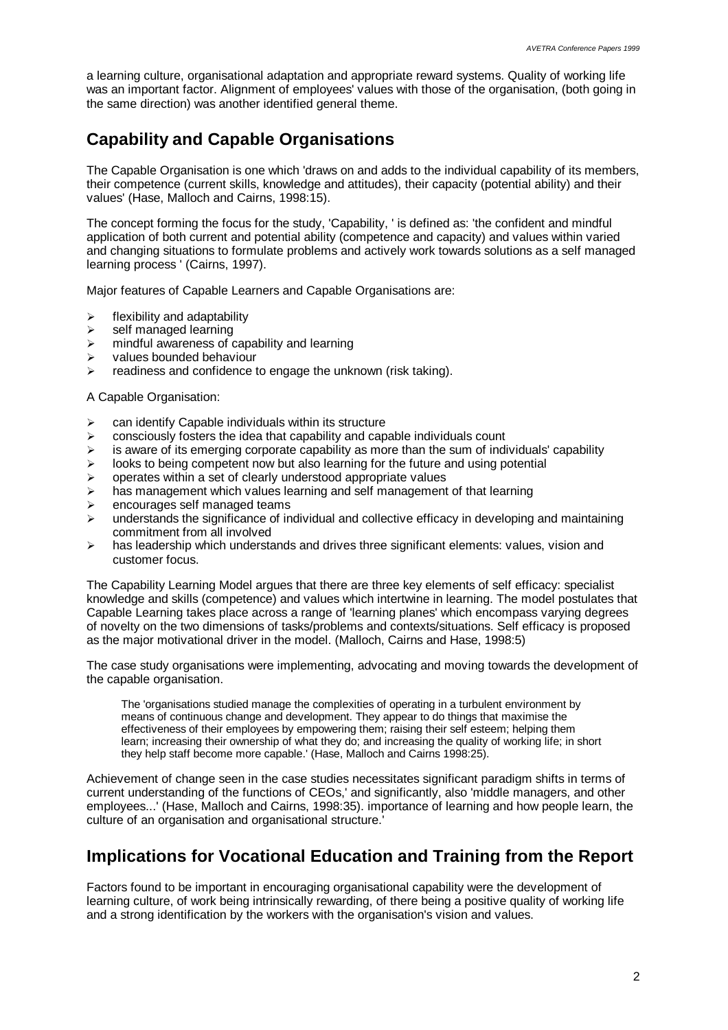a learning culture, organisational adaptation and appropriate reward systems. Quality of working life was an important factor. Alignment of employees' values with those of the organisation, (both going in the same direction) was another identified general theme.

## Capability and Capable Organisations

The Capable Organisation is one which 'draws on and adds to the individual capability of its members, their competence (current skills, knowledge and attitudes), their capacity (potential ability) and their values' (Hase, Malloch and Cairns, 1998:15).

The concept forming the focus for the study, 'Capability, ' is defined as: 'the confident and mindful application of both current and potential ability (competence and capacity) and values within varied and changing situations to formulate problems and actively work towards solutions as a self managed learning process ' (Cairns, 1997).

Major features of Capable Learners and Capable Organisations are:

- flexibility and adaptability
- self managed learning
- mindful awareness of capability and learning
- values bounded behaviour
- readiness and confidence to engage the unknown (risk taking).

A Capable Organisation:

- can identify Capable individuals within its structure
- consciously fosters the idea that capability and capable individuals count
- is aware of its emerging corporate capability as more than the sum of individuals' capability
- looks to being competent now but also learning for the future and using potential
- operates within a set of clearly understood appropriate values
- has management which values learning and self management of that learning
- encourages self managed teams
- understands the significance of individual and collective efficacy in developing and maintaining commitment from all involved
- has leadership which understands and drives three significant elements: values, vision and customer focus.

The Capability Learning Model argues that there are three key elements of self efficacy: specialist knowledge and skills (competence) and values which intertwine in learning. The model postulates that Capable Learning takes place across a range of 'learning planes' which encompass varying degrees of novelty on the two dimensions of tasks/problems and contexts/situations. Self efficacy is proposed as the major motivational driver in the model. (Malloch, Cairns and Hase, 1998:5)

The case study organisations were implementing, advocating and moving towards the development of the capable organisation.

> The 'organisations studied manage the complexities of operating in a turbulent environment by means of continuous change and development. They appear to do things that maximise the effectiveness of their employees by empowering them; raising their self esteem; helping them learn; increasing their ownership of what they do; and increasing the quality of working life; in short they help staff become more capable.' (Hase, Malloch and Cairns 1998:25).

Achievement of change seen in the case studies necessitates significant paradigm shifts in terms of current understanding of the functions of CEOs,' and significantly, also 'middle managers, and other employees...' (Hase, Malloch and Cairns, 1998:35). importance of learning and how people learn, the culture of an organisation and organisational structure.'

## Implications for Vocational Education and Training from the Report

Factors found to be important in encouraging organisational capability were the development of learning culture, of work being intrinsically rewarding, of there being a positive quality of working life and a strong identification by the workers with the organisation's vision and values.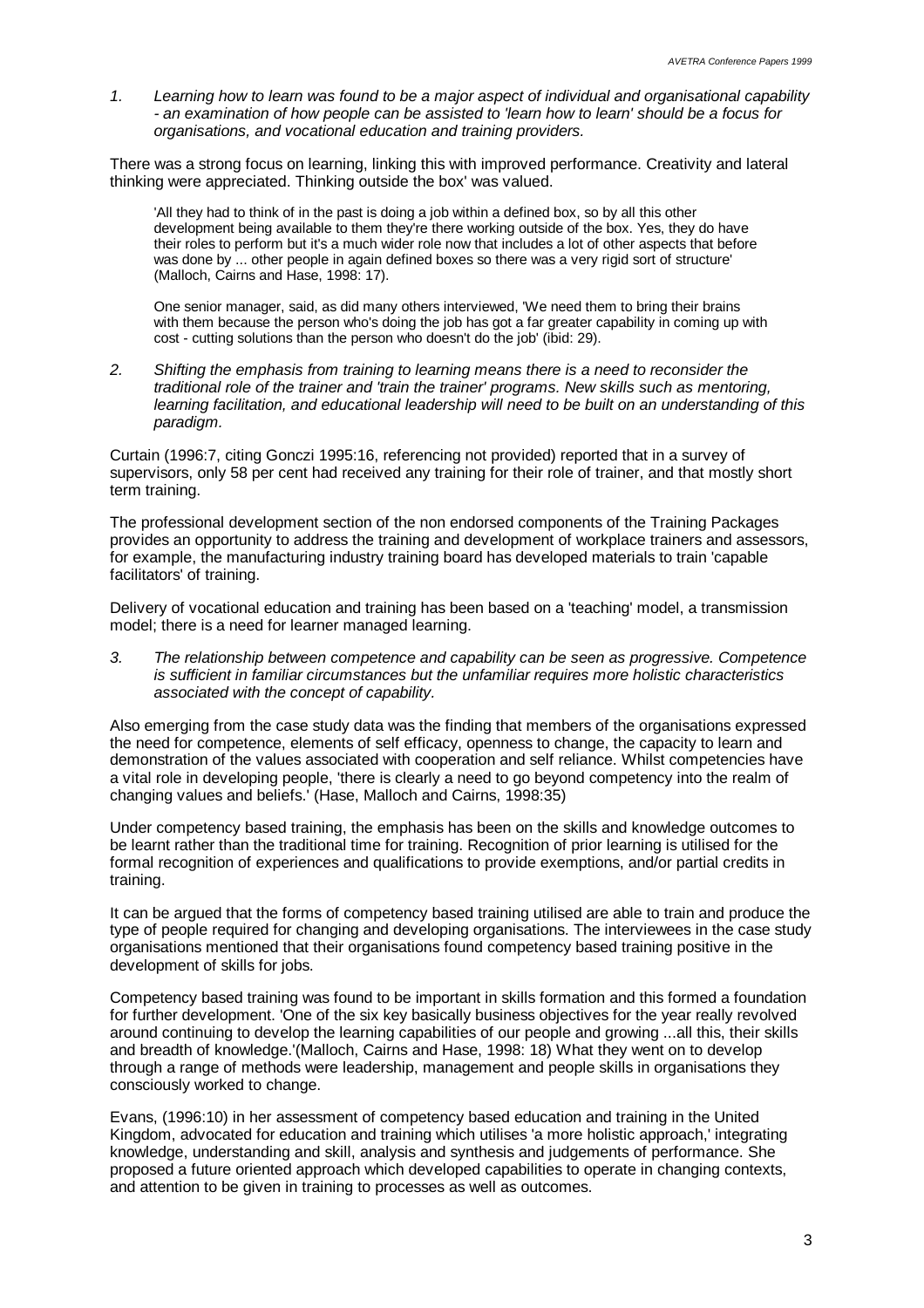*1. Learning how to learn was found to be a major aspect of individual and organisational capability - an examination of how people can be assisted to 'learn how to learn' should be a focus for organisations, and vocational education and training providers.*

There was a strong focus on learning, linking this with improved performance. Creativity and lateral thinking were appreciated. Thinking outside the box' was valued.

> 'All they had to think of in the past is doing a job within a defined box, so by all this other development being available to them they're there working outside of the box. Yes, they do have their roles to perform but it's a much wider role now that includes a lot of other aspects that before was done by ... other people in again defined boxes so there was a very rigid sort of structure' (Malloch, Cairns and Hase, 1998: 17).

> One senior manager, said, as did many others interviewed, 'We need them to bring their brains with them because the person who's doing the job has got a far greater capability in coming up with cost - cutting solutions than the person who doesn't do the job' (ibid: 29).

*2. Shifting the emphasis from training to learning means there is a need to reconsider the traditional role of the trainer and 'train the trainer' programs. New skills such as mentoring, learning facilitation, and educational leadership will need to be built on an understanding of this paradigm.*

Curtain (1996:7, citing Gonczi 1995:16, referencing not provided) reported that in a survey of supervisors, only 58 per cent had received any training for their role of trainer, and that mostly short term training.

The professional development section of the non endorsed components of the Training Packages provides an opportunity to address the training and development of workplace trainers and assessors, for example, the manufacturing industry training board has developed materials to train 'capable facilitators' of training.

Delivery of vocational education and training has been based on a 'teaching' model, a transmission model; there is a need for learner managed learning.

*3. The relationship between competence and capability can be seen as progressive. Competence is sufficient in familiar circumstances but the unfamiliar requires more holistic characteristics associated with the concept of capability.*

Also emerging from the case study data was the finding that members of the organisations expressed the need for competence, elements of self efficacy, openness to change, the capacity to learn and demonstration of the values associated with cooperation and self reliance. Whilst competencies have a vital role in developing people, 'there is clearly a need to go beyond competency into the realm of changing values and beliefs.' (Hase, Malloch and Cairns, 1998:35)

Under competency based training, the emphasis has been on the skills and knowledge outcomes to be learnt rather than the traditional time for training. Recognition of prior learning is utilised for the formal recognition of experiences and qualifications to provide exemptions, and/or partial credits in training.

It can be argued that the forms of competency based training utilised are able to train and produce the type of people required for changing and developing organisations. The interviewees in the case study organisations mentioned that their organisations found competency based training positive in the development of skills for jobs.

Competency based training was found to be important in skills formation and this formed a foundation for further development. 'One of the six key basically business objectives for the year really revolved around continuing to develop the learning capabilities of our people and growing ...all this, their skills and breadth of knowledge.'(Malloch, Cairns and Hase, 1998: 18) What they went on to develop through a range of methods were leadership, management and people skills in organisations they consciously worked to change.

Evans, (1996:10) in her assessment of competency based education and training in the United Kingdom, advocated for education and training which utilises 'a more holistic approach,' integrating knowledge, understanding and skill, analysis and synthesis and judgements of performance. She proposed a future oriented approach which developed capabilities to operate in changing contexts, and attention to be given in training to processes as well as outcomes.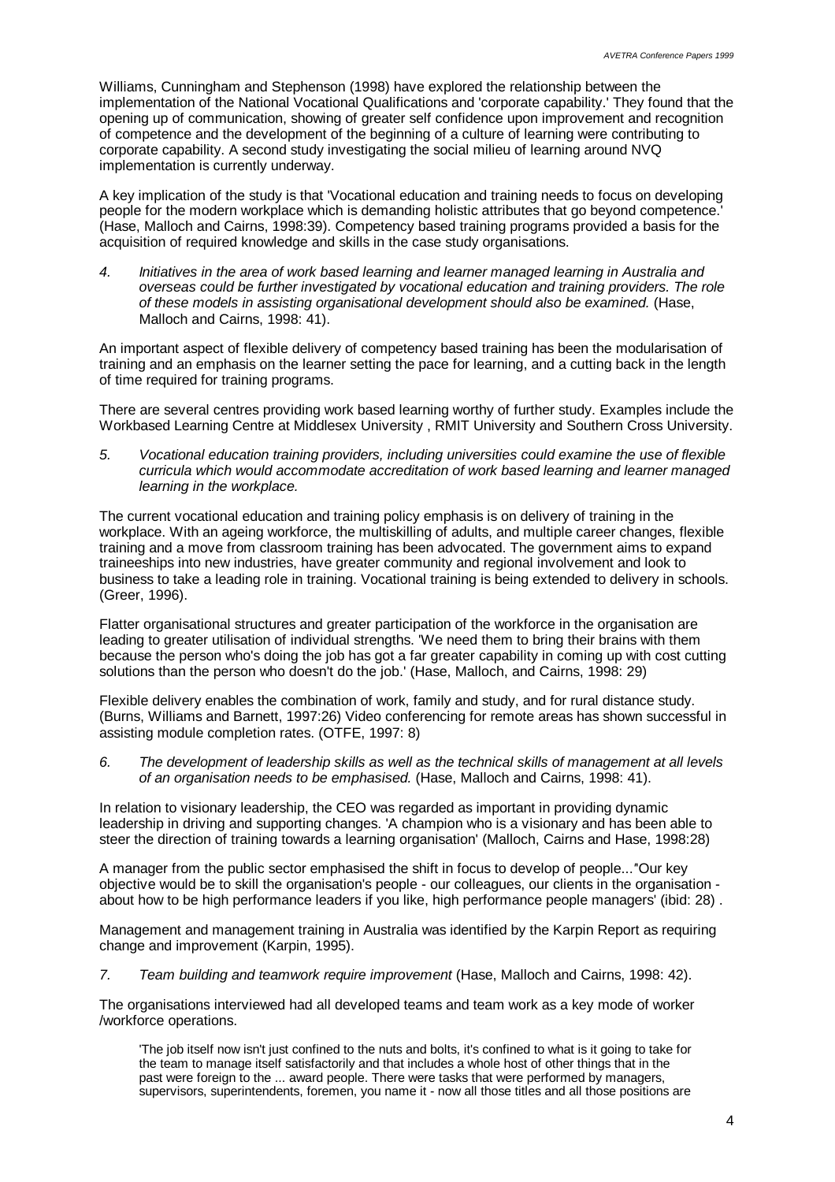Williams, Cunningham and Stephenson (1998) have explored the relationship between the implementation of the National Vocational Qualifications and 'corporate capability.' They found that the opening up of communication, showing of greater self confidence upon improvement and recognition of competence and the development of the beginning of a culture of learning were contributing to corporate capability. A second study investigating the social milieu of learning around NVQ implementation is currently underway.

A key implication of the study is that 'Vocational education and training needs to focus on developing people for the modern workplace which is demanding holistic attributes that go beyond competence.' (Hase, Malloch and Cairns, 1998:39). Competency based training programs provided a basis for the acquisition of required knowledge and skills in the case study organisations.

4. *Initiatives in the area of work based learning and learner managed learning in Australia and overseas could be further investigated by vocational education and training providers. The role of these models in assisting organisational development should also be examined.* (Hase, Malloch and Cairns, 1998: 41).

An important aspect of flexible delivery of competency based training has been the modularisation of training and an emphasis on the learner setting the pace for learning, and a cutting back in the length of time required for training programs.

There are several centres providing work based learning worthy of further study. Examples include the Workbased Learning Centre at Middlesex University , RMIT University and Southern Cross University.

5. *Vocational education training providers, including universities could examine the use of flexible curricula which would accommodate accreditation of work based learning and learner managed learning in the workplace.*

The current vocational education and training policy emphasis is on delivery of training in the workplace. With an ageing workforce, the multiskilling of adults, and multiple career changes, flexible training and a move from classroom training has been advocated. The government aims to expand traineeships into new industries, have greater community and regional involvement and look to business to take a leading role in training. Vocational training is being extended to delivery in schools. (Greer, 1996).

Flatter organisational structures and greater participation of the workforce in the organisation are leading to greater utilisation of individual strengths. 'We need them to bring their brains with them because the person who's doing the job has got a far greater capability in coming up with cost cutting solutions than the person who doesn't do the job.' (Hase, Malloch, and Cairns, 1998: 29)

Flexible delivery enables the combination of work, family and study, and for rural distance study. (Burns, Williams and Barnett, 1997:26) Video conferencing for remote areas has shown successful in assisting module completion rates. (OTFE, 1997: 8)

6. *The development of leadership skills as well as the technical skills of management at all levels of an organisation needs to be emphasised.* (Hase, Malloch and Cairns, 1998: 41).

In relation to visionary leadership, the CEO was regarded as important in providing dynamic leadership in driving and supporting changes. 'A champion who is a visionary and has been able to steer the direction of training towards a learning organisation' (Malloch, Cairns and Hase, 1998:28)

A manager from the public sector emphasised the shift in focus to develop of people..."Our key objective would be to skill the organisation's people - our colleagues, our clients in the organisation - about how to be high performance leaders if you like, high performance people managers' (ibid: 28) .

Management and management training in Australia was identified by the Karpin Report as requiring change and improvement (Karpin, 1995).

7. *Team building and teamwork require improvement* (Hase, Malloch and Cairns, 1998: 42).

The organisations interviewed had all developed teams and team work as a key mode of worker /workforce operations.

> 'The job itself now isn't just confined to the nuts and bolts, it's confined to what is it going to take for the team to manage itself satisfactorily and that includes a whole host of other things that in the past were foreign to the ... award people. There were tasks that were performed by managers, supervisors, superintendents, foremen, you name it - now all those titles and all those positions are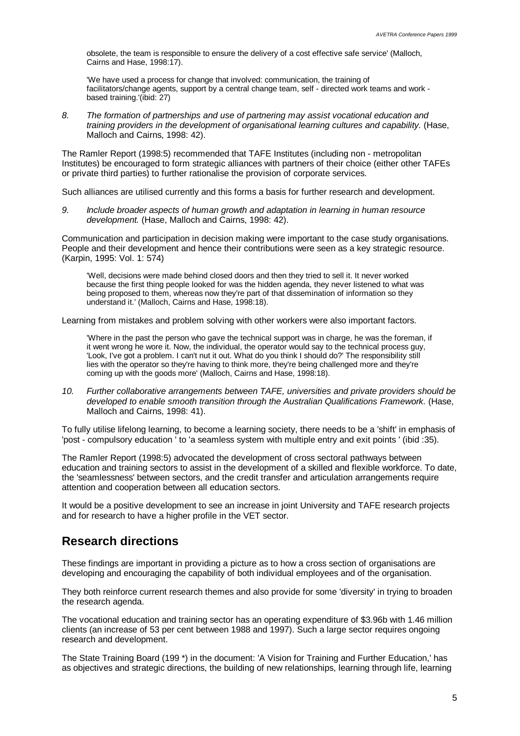> obsolete, the team is responsible to ensure the delivery of a cost effective safe service' (Malloch, Cairns and Hase, 1998:17).
>
> 'We have used a process for change that involved: communication, the training of facilitators/change agents, support by a central change team, self - directed work teams and work - based training.'(ibid: 27)

8. *The formation of partnerships and use of partnering may assist vocational education and training providers in the development of organisational learning cultures and capability.* (Hase, Malloch and Cairns, 1998: 42).

The Ramler Report (1998:5) recommended that TAFE Institutes (including non - metropolitan Institutes) be encouraged to form strategic alliances with partners of their choice (either other TAFEs or private third parties) to further rationalise the provision of corporate services.

Such alliances are utilised currently and this forms a basis for further research and development.

9. *Include broader aspects of human growth and adaptation in learning in human resource development.* (Hase, Malloch and Cairns, 1998: 42).

Communication and participation in decision making were important to the case study organisations. People and their development and hence their contributions were seen as a key strategic resource. (Karpin, 1995: Vol. 1: 574)

> 'Well, decisions were made behind closed doors and then they tried to sell it. It never worked because the first thing people looked for was the hidden agenda, they never listened to what was being proposed to them, whereas now they're part of that dissemination of information so they understand it.' (Malloch, Cairns and Hase, 1998:18).

Learning from mistakes and problem solving with other workers were also important factors.

> 'Where in the past the person who gave the technical support was in charge, he was the foreman, if it went wrong he wore it. Now, the individual, the operator would say to the technical process guy, 'Look, I've got a problem. I can't nut it out. What do you think I should do?' The responsibility still lies with the operator so they're having to think more, they're being challenged more and they're coming up with the goods more' (Malloch, Cairns and Hase, 1998:18).

10. *Further collaborative arrangements between TAFE, universities and private providers should be developed to enable smooth transition through the Australian Qualifications Framework.* (Hase, Malloch and Cairns, 1998: 41).

To fully utilise lifelong learning, to become a learning society, there needs to be a 'shift' in emphasis of 'post - compulsory education ' to 'a seamless system with multiple entry and exit points ' (ibid :35).

The Ramler Report (1998:5) advocated the development of cross sectoral pathways between education and training sectors to assist in the development of a skilled and flexible workforce. To date, the 'seamlessness' between sectors, and the credit transfer and articulation arrangements require attention and cooperation between all education sectors.

It would be a positive development to see an increase in joint University and TAFE research projects and for research to have a higher profile in the VET sector.

## Research directions

These findings are important in providing a picture as to how a cross section of organisations are developing and encouraging the capability of both individual employees and of the organisation.

They both reinforce current research themes and also provide for some 'diversity' in trying to broaden the research agenda.

The vocational education and training sector has an operating expenditure of $3.96b with 1.46 million clients (an increase of 53 per cent between 1988 and 1997). Such a large sector requires ongoing research and development.

The State Training Board (199 *) in the document: 'A Vision for Training and Further Education,' has as objectives and strategic directions, the building of new relationships, learning through life, learning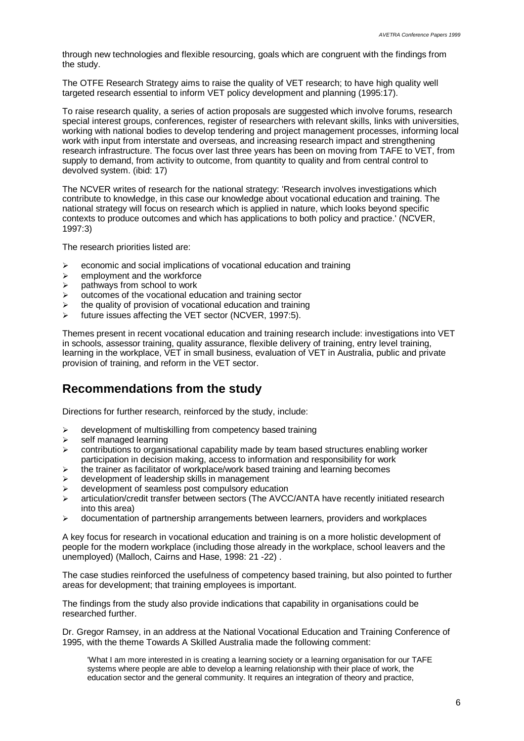through new technologies and flexible resourcing, goals which are congruent with the findings from the study.

The OTFE Research Strategy aims to raise the quality of VET research; to have high quality well targeted research essential to inform VET policy development and planning (1995:17).

To raise research quality, a series of action proposals are suggested which involve forums, research special interest groups, conferences, register of researchers with relevant skills, links with universities, working with national bodies to develop tendering and project management processes, informing local work with input from interstate and overseas, and increasing research impact and strengthening research infrastructure. The focus over last three years has been on moving from TAFE to VET, from supply to demand, from activity to outcome, from quantity to quality and from central control to devolved system. (ibid: 17)

The NCVER writes of research for the national strategy: 'Research involves investigations which contribute to knowledge, in this case our knowledge about vocational education and training. The national strategy will focus on research which is applied in nature, which looks beyond specific contexts to produce outcomes and which has applications to both policy and practice.' (NCVER, 1997:3)

The research priorities listed are:

- economic and social implications of vocational education and training
- employment and the workforce
- pathways from school to work
- outcomes of the vocational education and training sector
- the quality of provision of vocational education and training
- future issues affecting the VET sector (NCVER, 1997:5).

Themes present in recent vocational education and training research include: investigations into VET in schools, assessor training, quality assurance, flexible delivery of training, entry level training, learning in the workplace, VET in small business, evaluation of VET in Australia, public and private provision of training, and reform in the VET sector.

## Recommendations from the study

Directions for further research, reinforced by the study, include:

- development of multiskilling from competency based training
- self managed learning
- contributions to organisational capability made by team based structures enabling worker participation in decision making, access to information and responsibility for work
- the trainer as facilitator of workplace/work based training and learning becomes
- development of leadership skills in management
- development of seamless post compulsory education
- articulation/credit transfer between sectors (The AVCC/ANTA have recently initiated research into this area)
- documentation of partnership arrangements between learners, providers and workplaces

A key focus for research in vocational education and training is on a more holistic development of people for the modern workplace (including those already in the workplace, school leavers and the unemployed) (Malloch, Cairns and Hase, 1998: 21 -22) .

The case studies reinforced the usefulness of competency based training, but also pointed to further areas for development; that training employees is important.

The findings from the study also provide indications that capability in organisations could be researched further.

Dr. Gregor Ramsey, in an address at the National Vocational Education and Training Conference of 1995, with the theme Towards A Skilled Australia made the following comment:

> 'What I am more interested in is creating a learning society or a learning organisation for our TAFE systems where people are able to develop a learning relationship with their place of work, the education sector and the general community. It requires an integration of theory and practice,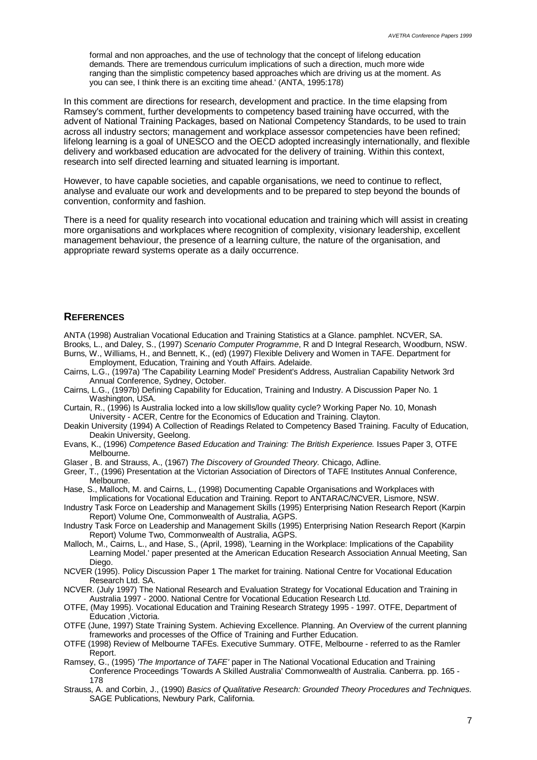formal and non approaches, and the use of technology that the concept of lifelong education demands. There are tremendous curriculum implications of such a direction, much more wide ranging than the simplistic competency based approaches which are driving us at the moment. As you can see, I think there is an exciting time ahead.' (ANTA, 1995:178)

In this comment are directions for research, development and practice. In the time elapsing from Ramsey's comment, further developments to competency based training have occurred, with the advent of National Training Packages, based on National Competency Standards, to be used to train across all industry sectors; management and workplace assessor competencies have been refined; lifelong learning is a goal of UNESCO and the OECD adopted increasingly internationally, and flexible delivery and workbased education are advocated for the delivery of training. Within this context, research into self directed learning and situated learning is important.

However, to have capable societies, and capable organisations, we need to continue to reflect, analyse and evaluate our work and developments and to be prepared to step beyond the bounds of convention, conformity and fashion.

There is a need for quality research into vocational education and training which will assist in creating more organisations and workplaces where recognition of complexity, visionary leadership, excellent management behaviour, the presence of a learning culture, the nature of the organisation, and appropriate reward systems operate as a daily occurrence.

## REFERENCES

ANTA (1998) Australian Vocational Education and Training Statistics at a Glance. pamphlet. NCVER, SA.

Brooks, L., and Daley, S., (1997) *Scenario Computer Programme*, R and D Integral Research, Woodburn, NSW.

Burns, W., Williams, H., and Bennett, K., (ed) (1997) Flexible Delivery and Women in TAFE. Department for Employment, Education, Training and Youth Affairs. Adelaide.

Cairns, L.G., (1997a) 'The Capability Learning Model' President's Address, Australian Capability Network 3rd Annual Conference, Sydney, October.

Cairns, L.G., (1997b) Defining Capability for Education, Training and Industry. A Discussion Paper No. 1 Washington, USA.

Curtain, R., (1996) Is Australia locked into a low skills/low quality cycle? Working Paper No. 10, Monash University - ACER, Centre for the Economics of Education and Training. Clayton.

Deakin University (1994) A Collection of Readings Related to Competency Based Training. Faculty of Education, Deakin University, Geelong.

Evans, K., (1996) *Competence Based Education and Training: The British Experience.* Issues Paper 3, OTFE Melbourne.

Glaser , B. and Strauss, A., (1967) *The Discovery of Grounded Theory.* Chicago, Adline.

Greer, T., (1996) Presentation at the Victorian Association of Directors of TAFE Institutes Annual Conference, Melbourne.

Hase, S., Malloch, M. and Cairns, L., (1998) Documenting Capable Organisations and Workplaces with Implications for Vocational Education and Training. Report to ANTARAC/NCVER, Lismore, NSW.

Industry Task Force on Leadership and Management Skills (1995) Enterprising Nation Research Report (Karpin Report) Volume One, Commonwealth of Australia, AGPS.

Industry Task Force on Leadership and Management Skills (1995) Enterprising Nation Research Report (Karpin Report) Volume Two, Commonwealth of Australia, AGPS.

Malloch, M., Cairns, L., and Hase, S., (April, 1998), 'Learning in the Workplace: Implications of the Capability Learning Model.' paper presented at the American Education Research Association Annual Meeting, San Diego.

NCVER (1995). Policy Discussion Paper 1 The market for training. National Centre for Vocational Education Research Ltd. SA.

NCVER. (July 1997) The National Research and Evaluation Strategy for Vocational Education and Training in Australia 1997 - 2000. National Centre for Vocational Education Research Ltd.

OTFE, (May 1995). Vocational Education and Training Research Strategy 1995 - 1997. OTFE, Department of Education ,Victoria.

OTFE (June, 1997) State Training System. Achieving Excellence. Planning. An Overview of the current planning frameworks and processes of the Office of Training and Further Education.

OTFE (1998) Review of Melbourne TAFEs. Executive Summary. OTFE, Melbourne - referred to as the Ramler Report.

Ramsey, G., (1995) *'The Importance of TAFE'* paper in The National Vocational Education and Training Conference Proceedings 'Towards A Skilled Australia' Commonwealth of Australia. Canberra. pp. 165 - 178

Strauss, A. and Corbin, J., (1990) *Basics of Qualitative Research: Grounded Theory Procedures and Techniques.* SAGE Publications, Newbury Park, California.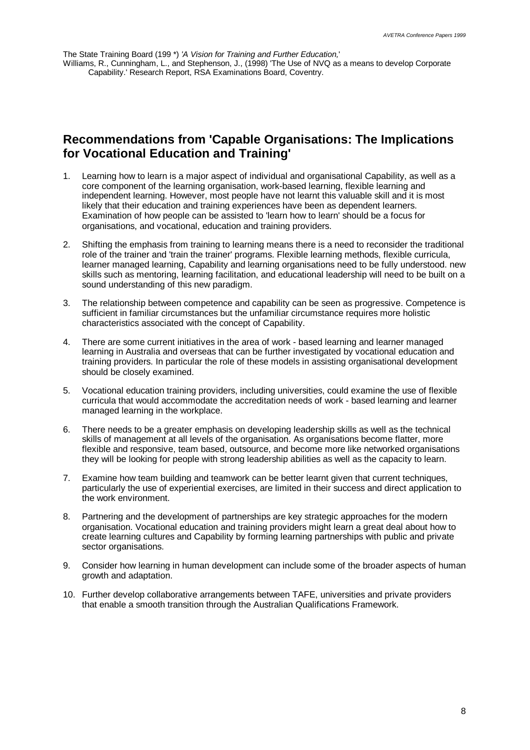The State Training Board (199 *) *'A Vision for Training and Further Education,'*

Williams, R., Cunningham, L., and Stephenson, J., (1998) 'The Use of NVQ as a means to develop Corporate Capability.' Research Report, RSA Examinations Board, Coventry.

## Recommendations from 'Capable Organisations: The Implications for Vocational Education and Training'

1. Learning how to learn is a major aspect of individual and organisational Capability, as well as a core component of the learning organisation, work-based learning, flexible learning and independent learning. However, most people have not learnt this valuable skill and it is most likely that their education and training experiences have been as dependent learners. Examination of how people can be assisted to 'learn how to learn' should be a focus for organisations, and vocational, education and training providers.

2. Shifting the emphasis from training to learning means there is a need to reconsider the traditional role of the trainer and 'train the trainer' programs. Flexible learning methods, flexible curricula, learner managed learning, Capability and learning organisations need to be fully understood. new skills such as mentoring, learning facilitation, and educational leadership will need to be built on a sound understanding of this new paradigm.

3. The relationship between competence and capability can be seen as progressive. Competence is sufficient in familiar circumstances but the unfamiliar circumstance requires more holistic characteristics associated with the concept of Capability.

4. There are some current initiatives in the area of work - based learning and learner managed learning in Australia and overseas that can be further investigated by vocational education and training providers. In particular the role of these models in assisting organisational development should be closely examined.

5. Vocational education training providers, including universities, could examine the use of flexible curricula that would accommodate the accreditation needs of work - based learning and learner managed learning in the workplace.

6. There needs to be a greater emphasis on developing leadership skills as well as the technical skills of management at all levels of the organisation. As organisations become flatter, more flexible and responsive, team based, outsource, and become more like networked organisations they will be looking for people with strong leadership abilities as well as the capacity to learn.

7. Examine how team building and teamwork can be better learnt given that current techniques, particularly the use of experiential exercises, are limited in their success and direct application to the work environment.

8. Partnering and the development of partnerships are key strategic approaches for the modern organisation. Vocational education and training providers might learn a great deal about how to create learning cultures and Capability by forming learning partnerships with public and private sector organisations.

9. Consider how learning in human development can include some of the broader aspects of human growth and adaptation.

10. Further develop collaborative arrangements between TAFE, universities and private providers that enable a smooth transition through the Australian Qualifications Framework.